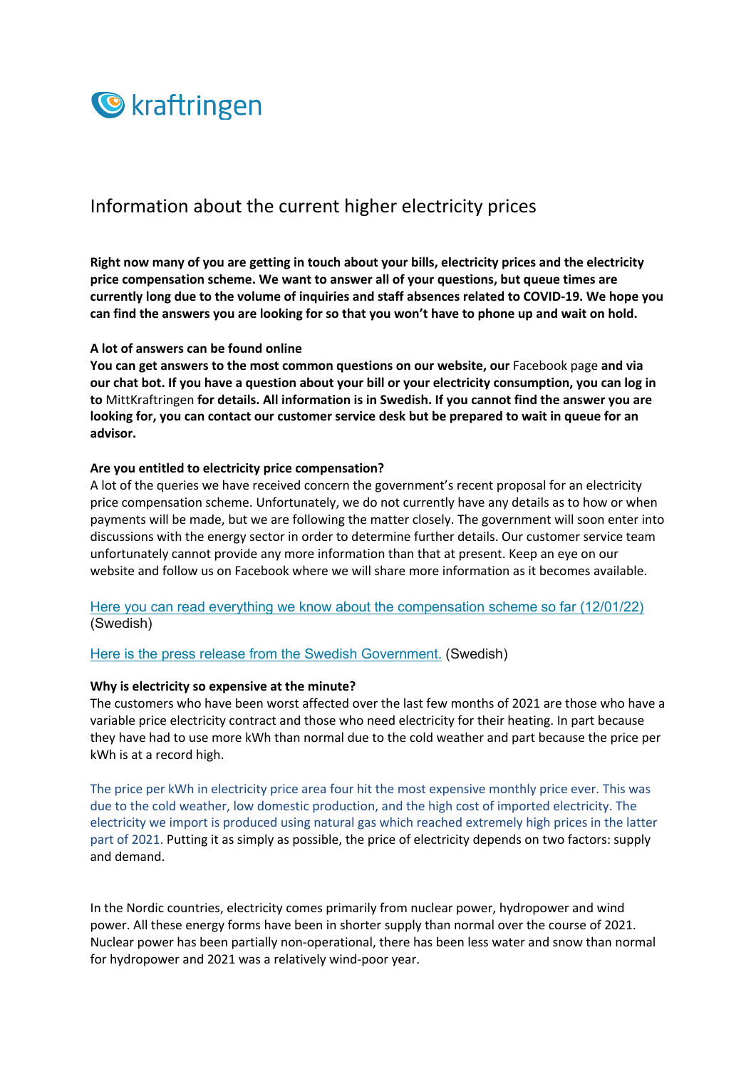kraftringen

# Information about the current higher electricity prices

**Right now many of you are getting in touch about your bills, electricity prices and the electricity price compensation scheme. We want to answer all of your questions, but queue times are currently long due to the volume of inquiries and staff absences related to COVID-19. We hope you can find the answers you are looking for so that you won't have to phone up and wait on hold.**

**A lot of answers can be found online**

**You can get answers to the most common questions on our website, our** Facebook page **and via our chat bot. If you have a question about your bill or your electricity consumption, you can log in to** MittKraftringen **for details. All information is in Swedish. If you cannot find the answer you are looking for, you can contact our customer service desk but be prepared to wait in queue for an advisor.**

**Are you entitled to electricity price compensation?**

A lot of the queries we have received concern the government's recent proposal for an electricity price compensation scheme. Unfortunately, we do not currently have any details as to how or when payments will be made, but we are following the matter closely. The government will soon enter into discussions with the energy sector in order to determine further details. Our customer service team unfortunately cannot provide any more information than that at present. Keep an eye on our website and follow us on Facebook where we will share more information as it becomes available.

Here you can read everything we know about the compensation scheme so far (12/01/22) (Swedish)

Here is the press release from the Swedish Government. (Swedish)

**Why is electricity so expensive at the minute?**

The customers who have been worst affected over the last few months of 2021 are those who have a variable price electricity contract and those who need electricity for their heating. In part because they have had to use more kWh than normal due to the cold weather and part because the price per kWh is at a record high.

The price per kWh in electricity price area four hit the most expensive monthly price ever. This was due to the cold weather, low domestic production, and the high cost of imported electricity. The electricity we import is produced using natural gas which reached extremely high prices in the latter part of 2021. Putting it as simply as possible, the price of electricity depends on two factors: supply and demand.

In the Nordic countries, electricity comes primarily from nuclear power, hydropower and wind power. All these energy forms have been in shorter supply than normal over the course of 2021. Nuclear power has been partially non-operational, there has been less water and snow than normal for hydropower and 2021 was a relatively wind-poor year.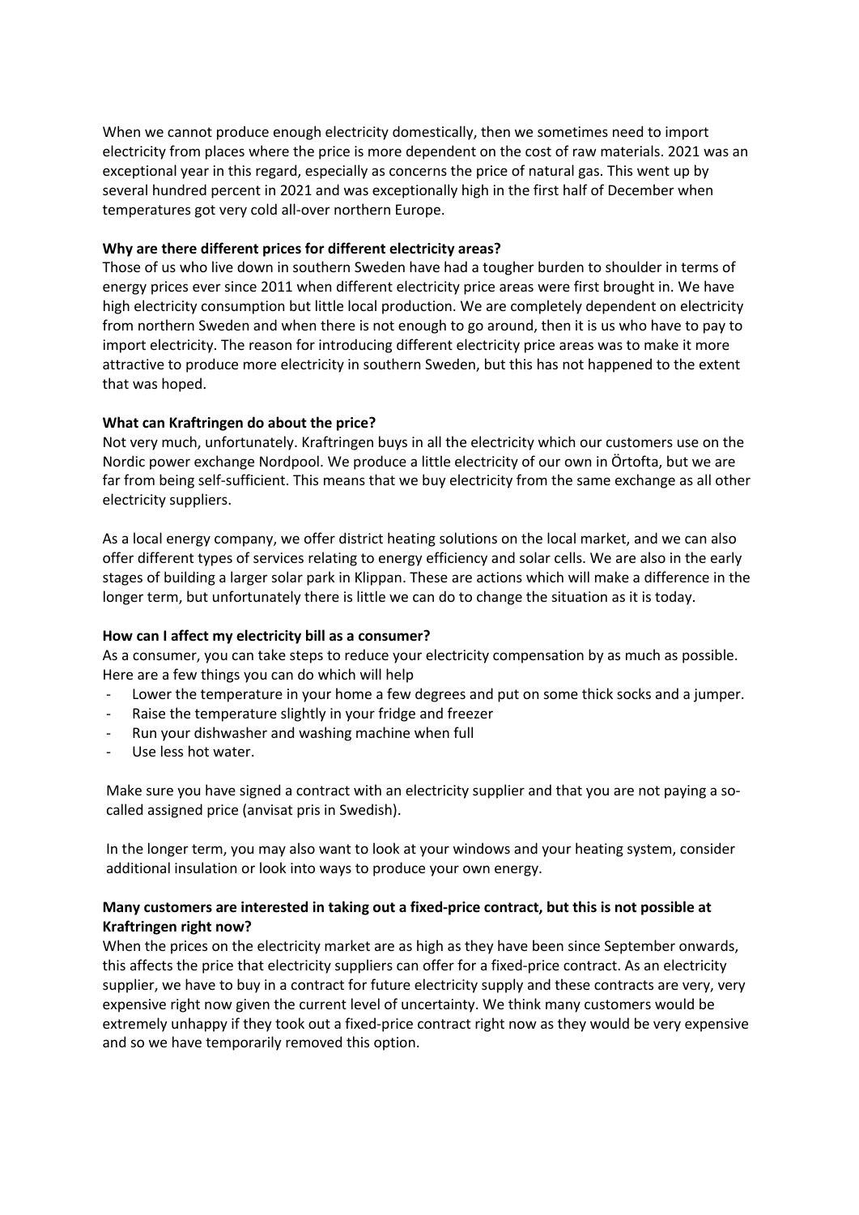When we cannot produce enough electricity domestically, then we sometimes need to import electricity from places where the price is more dependent on the cost of raw materials. 2021 was an exceptional year in this regard, especially as concerns the price of natural gas. This went up by several hundred percent in 2021 and was exceptionally high in the first half of December when temperatures got very cold all-over northern Europe.

**Why are there different prices for different electricity areas?**

Those of us who live down in southern Sweden have had a tougher burden to shoulder in terms of energy prices ever since 2011 when different electricity price areas were first brought in. We have high electricity consumption but little local production. We are completely dependent on electricity from northern Sweden and when there is not enough to go around, then it is us who have to pay to import electricity. The reason for introducing different electricity price areas was to make it more attractive to produce more electricity in southern Sweden, but this has not happened to the extent that was hoped.

**What can Kraftringen do about the price?**

Not very much, unfortunately. Kraftringen buys in all the electricity which our customers use on the Nordic power exchange Nordpool. We produce a little electricity of our own in Örtofta, but we are far from being self-sufficient. This means that we buy electricity from the same exchange as all other electricity suppliers.

As a local energy company, we offer district heating solutions on the local market, and we can also offer different types of services relating to energy efficiency and solar cells. We are also in the early stages of building a larger solar park in Klippan. These are actions which will make a difference in the longer term, but unfortunately there is little we can do to change the situation as it is today.

**How can I affect my electricity bill as a consumer?**

As a consumer, you can take steps to reduce your electricity compensation by as much as possible. Here are a few things you can do which will help

- Lower the temperature in your home a few degrees and put on some thick socks and a jumper.
- Raise the temperature slightly in your fridge and freezer
- Run your dishwasher and washing machine when full
- Use less hot water.

Make sure you have signed a contract with an electricity supplier and that you are not paying a so-called assigned price (anvisat pris in Swedish).

In the longer term, you may also want to look at your windows and your heating system, consider additional insulation or look into ways to produce your own energy.

**Many customers are interested in taking out a fixed-price contract, but this is not possible at Kraftringen right now?**

When the prices on the electricity market are as high as they have been since September onwards, this affects the price that electricity suppliers can offer for a fixed-price contract. As an electricity supplier, we have to buy in a contract for future electricity supply and these contracts are very, very expensive right now given the current level of uncertainty. We think many customers would be extremely unhappy if they took out a fixed-price contract right now as they would be very expensive and so we have temporarily removed this option.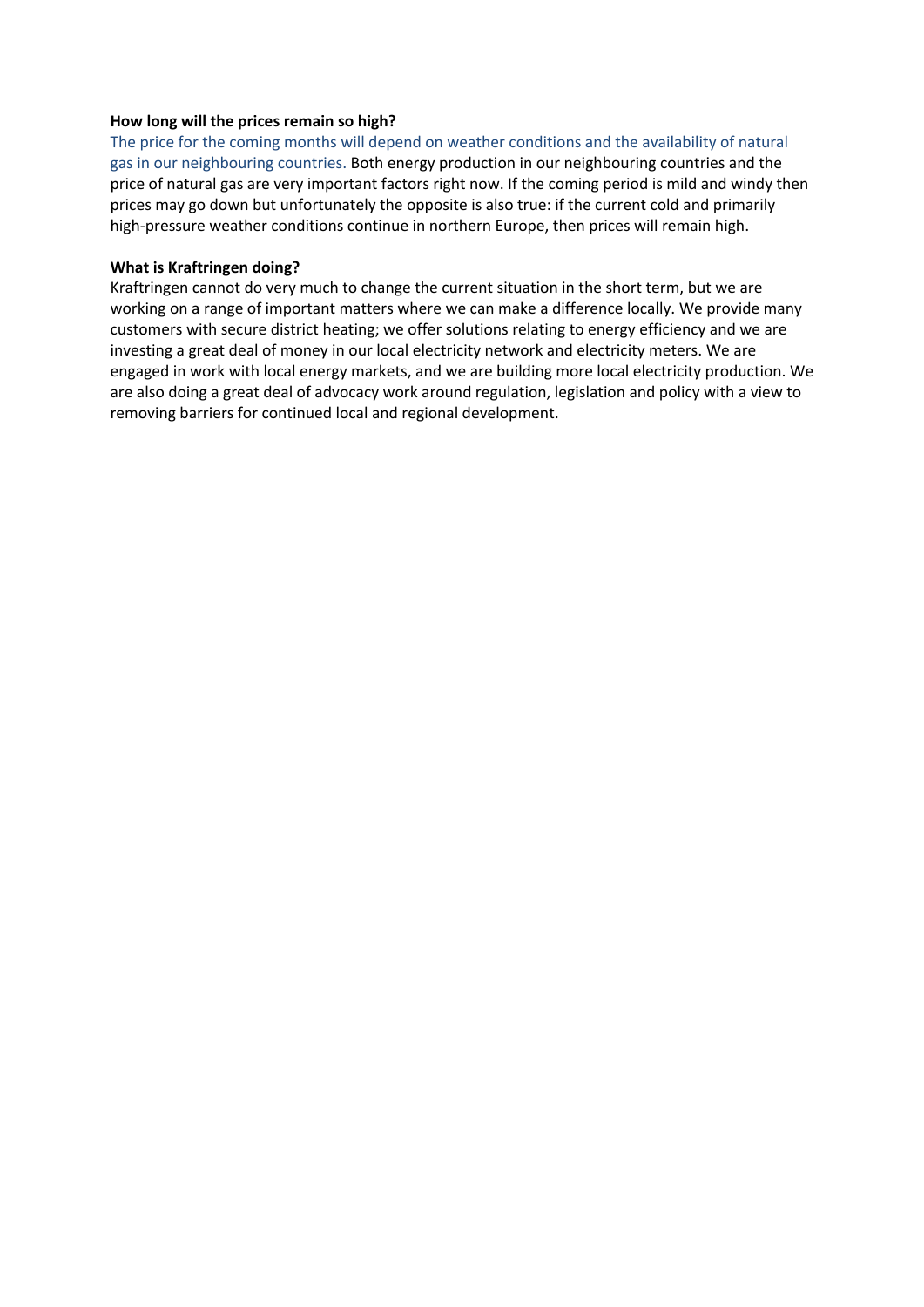**How long will the prices remain so high?**

The price for the coming months will depend on weather conditions and the availability of natural gas in our neighbouring countries. Both energy production in our neighbouring countries and the price of natural gas are very important factors right now. If the coming period is mild and windy then prices may go down but unfortunately the opposite is also true: if the current cold and primarily high-pressure weather conditions continue in northern Europe, then prices will remain high.

**What is Kraftringen doing?**

Kraftringen cannot do very much to change the current situation in the short term, but we are working on a range of important matters where we can make a difference locally. We provide many customers with secure district heating; we offer solutions relating to energy efficiency and we are investing a great deal of money in our local electricity network and electricity meters. We are engaged in work with local energy markets, and we are building more local electricity production. We are also doing a great deal of advocacy work around regulation, legislation and policy with a view to removing barriers for continued local and regional development.